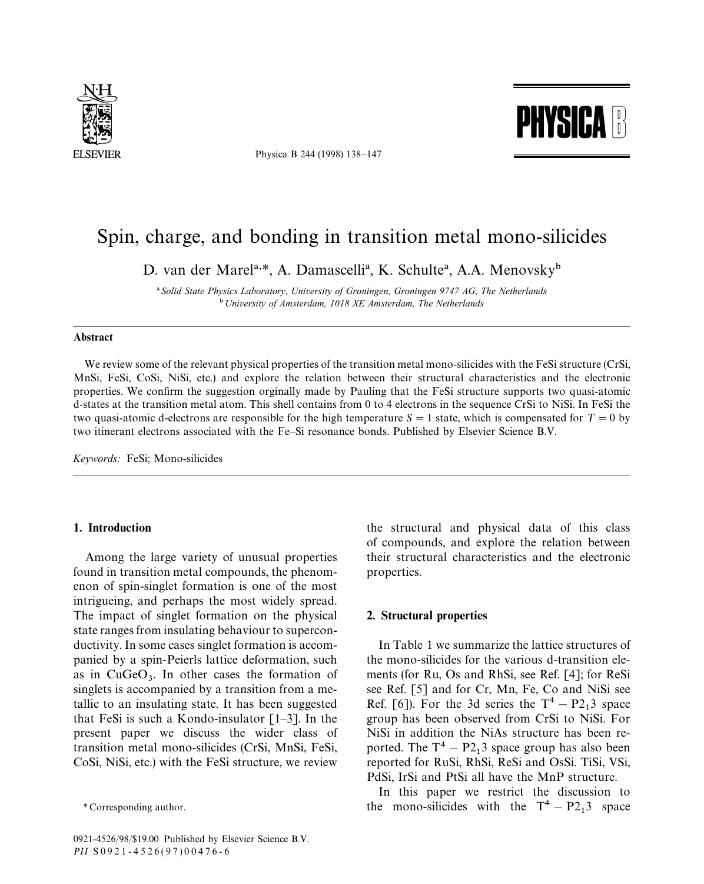# Spin, charge, and bonding in transition metal mono-silicides

D. van der Marel[a,*], A. Damascelli[a], K. Schulte[a], A.A. Menovsky[b]

[a] *Solid State Physics Laboratory, University of Groningen, Groningen 9747 AG, The Netherlands*
[b] *University of Amsterdam, 1018 XE Amsterdam, The Netherlands*

## Abstract

We review some of the relevant physical properties of the transition metal mono-silicides with the FeSi structure (CrSi, MnSi, FeSi, CoSi, NiSi, etc.) and explore the relation between their structural characteristics and the electronic properties. We confirm the suggestion orginally made by Pauling that the FeSi structure supports two quasi-atomic d-states at the transition metal atom. This shell contains from 0 to 4 electrons in the sequence CrSi to NiSi. In FeSi the two quasi-atomic d-electrons are responsible for the high temperature $S = 1$ state, which is compensated for $T = 0$ by two itinerant electrons associated with the Fe–Si resonance bonds. Published by Elsevier Science B.V.

*Keywords:* FeSi; Mono-silicides

## 1. Introduction

Among the large variety of unusual properties found in transition metal compounds, the phenomenon of spin-singlet formation is one of the most intrigueing, and perhaps the most widely spread. The impact of singlet formation on the physical state ranges from insulating behaviour to superconductivity. In some cases singlet formation is accompanied by a spin-Peierls lattice deformation, such as in $CuGeO_3$. In other cases the formation of singlets is accompanied by a transition from a metallic to an insulating state. It has been suggested that FeSi is such a Kondo-insulator [1–3]. In the present paper we discuss the wider class of transition metal mono-silicides (CrSi, MnSi, FeSi, CoSi, NiSi, etc.) with the FeSi structure, we review the structural and physical data of this class of compounds, and explore the relation between their structural characteristics and the electronic properties.

## 2. Structural properties

In Table 1 we summarize the lattice structures of the mono-silicides for the various d-transition elements (for Ru, Os and RhSi, see Ref. [4]; for ReSi see Ref. [5] and for Cr, Mn, Fe, Co and NiSi see Ref. [6]). For the 3d series the $T^4 - P2_13$ space group has been observed from CrSi to NiSi. For NiSi in addition the NiAs structure has been reported. The $T^4 - P2_13$ space group has also been reported for RuSi, RhSi, ReSi and OsSi. TiSi, VSi, PdSi, IrSi and PtSi all have the MnP structure.

In this paper we restrict the discussion to the mono-silicides with the $T^4 - P2_13$ space

* Corresponding author.

0921-4526/98/$19.00 Published by Elsevier Science B.V.
*PII* S0921-4526(97)00476-6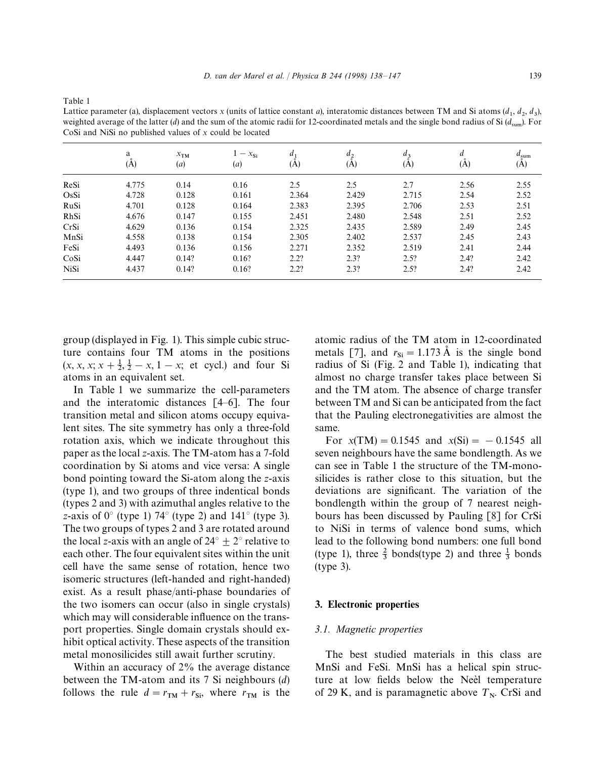Table 1
Lattice parameter (a), displacement vectors $x$ (units of lattice constant $a$), interatomic distances between TM and Si atoms ($d_1$, $d_2$, $d_3$), weighted average of the latter ($d$) and the sum of the atomic radii for 12-coordinated metals and the single bond radius of Si ($d_{\mathrm{sum}}$). For CoSi and NiSi no published values of $x$ could be located

| | a (Å) | $x_{\mathrm{TM}}$ ($a$) | $1 - x_{\mathrm{Si}}$ ($a$) | $d_1$ (Å) | $d_2$ (Å) | $d_3$ (Å) | $d$ (Å) | $d_{\mathrm{sum}}$ (Å) |
|---|---|---|---|---|---|---|---|---|
| ReSi | 4.775 | 0.14 | 0.16 | 2.5 | 2.5 | 2.7 | 2.56 | 2.55 |
| OsSi | 4.728 | 0.128 | 0.161 | 2.364 | 2.429 | 2.715 | 2.54 | 2.52 |
| RuSi | 4.701 | 0.128 | 0.164 | 2.383 | 2.395 | 2.706 | 2.53 | 2.51 |
| RhSi | 4.676 | 0.147 | 0.155 | 2.451 | 2.480 | 2.548 | 2.51 | 2.52 |
| CrSi | 4.629 | 0.136 | 0.154 | 2.325 | 2.435 | 2.589 | 2.49 | 2.45 |
| MnSi | 4.558 | 0.138 | 0.154 | 2.305 | 2.402 | 2.537 | 2.45 | 2.43 |
| FeSi | 4.493 | 0.136 | 0.156 | 2.271 | 2.352 | 2.519 | 2.41 | 2.44 |
| CoSi | 4.447 | 0.14? | 0.16? | 2.2? | 2.3? | 2.5? | 2.4? | 2.42 |
| NiSi | 4.437 | 0.14? | 0.16? | 2.2? | 2.3? | 2.5? | 2.4? | 2.42 |

group (displayed in Fig. 1). This simple cubic structure contains four TM atoms in the positions $(x, x, x; x+\frac{1}{2}, \frac{1}{2}-x, 1-x;$ et cycl.) and four Si atoms in an equivalent set.

In Table 1 we summarize the cell-parameters and the interatomic distances [4–6]. The four transition metal and silicon atoms occupy equivalent sites. The site symmetry has only a three-fold rotation axis, which we indicate throughout this paper as the local $z$-axis. The TM-atom has a 7-fold coordination by Si atoms and vice versa: A single bond pointing toward the Si-atom along the $z$-axis (type 1), and two groups of three indentical bonds (types 2 and 3) with azimuthal angles relative to the $z$-axis of $0^\circ$ (type 1) $74^\circ$ (type 2) and $141^\circ$ (type 3). The two groups of types 2 and 3 are rotated around the local $z$-axis with an angle of $24^\circ \pm 2^\circ$ relative to each other. The four equivalent sites within the unit cell have the same sense of rotation, hence two isomeric structures (left-handed and right-handed) exist. As a result phase/anti-phase boundaries of the two isomers can occur (also in single crystals) which may will considerable influence on the transport properties. Single domain crystals should exhibit optical activity. These aspects of the transition metal monosilicides still await further scrutiny.

Within an accuracy of 2% the average distance between the TM-atom and its 7 Si neighbours ($d$) follows the rule $d = r_{\mathrm{TM}} + r_{\mathrm{Si}}$, where $r_{\mathrm{TM}}$ is the atomic radius of the TM atom in 12-coordinated metals [7], and $r_{\mathrm{Si}} = 1.173$ Å is the single bond radius of Si (Fig. 2 and Table 1), indicating that almost no charge transfer takes place between Si and the TM atom. The absence of charge transfer between TM and Si can be anticipated from the fact that the Pauling electronegativities are almost the same.

For $x(\mathrm{TM}) = 0.1545$ and $x(\mathrm{Si}) = -0.1545$ all seven neighbours have the same bondlength. As we can see in Table 1 the structure of the TM-monosilicides is rather close to this situation, but the deviations are significant. The variation of the bondlength within the group of 7 nearest neighbours has been discussed by Pauling [8] for CrSi to NiSi in terms of valence bond sums, which lead to the following bond numbers: one full bond (type 1), three $\frac{2}{3}$ bonds(type 2) and three $\frac{1}{3}$ bonds (type 3).

## 3. Electronic properties

### 3.1. Magnetic properties

The best studied materials in this class are MnSi and FeSi. MnSi has a helical spin structure at low fields below the Neèl temperature of 29 K, and is paramagnetic above $T_{\mathrm{N}}$. CrSi and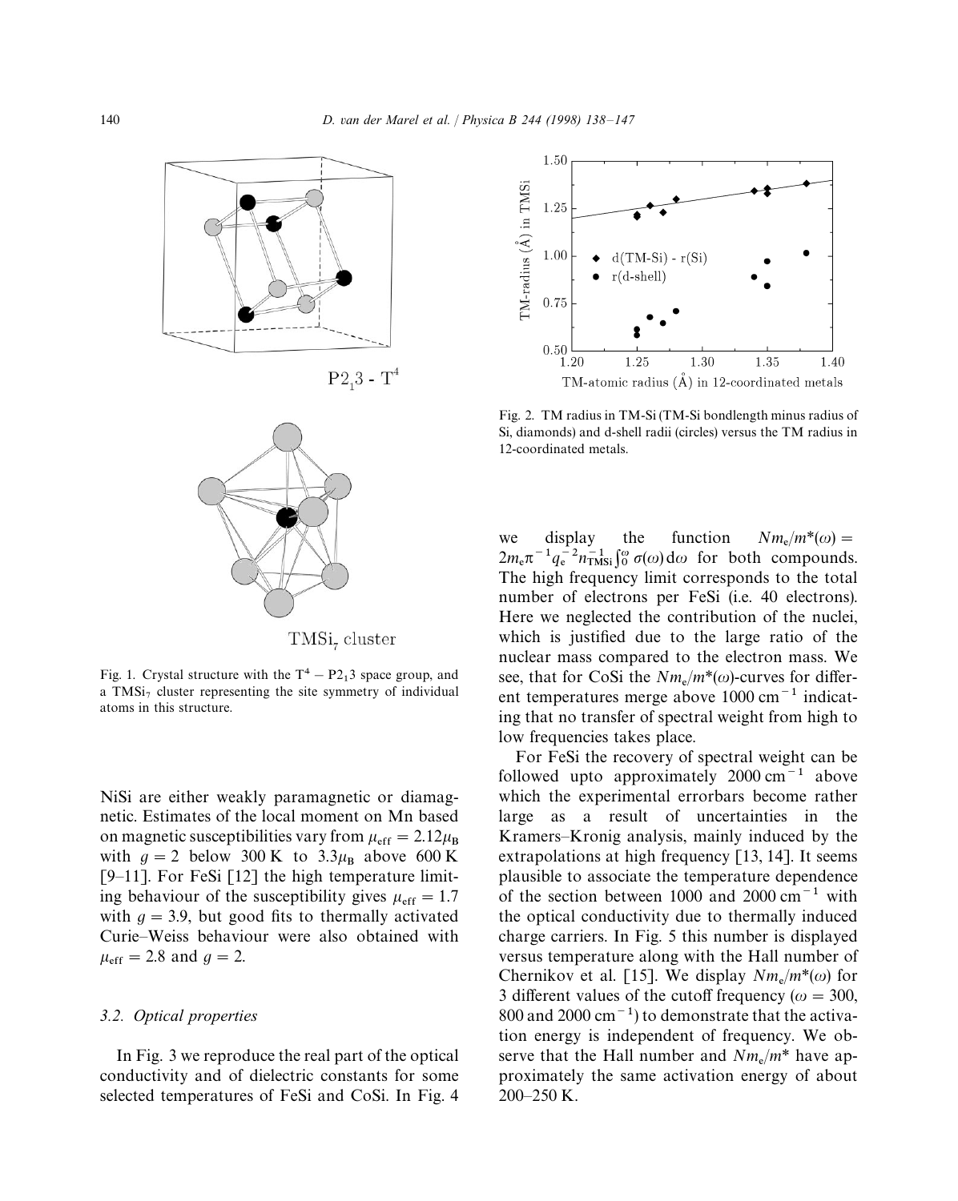P2$_1$3 - T$^4$

TMSi$_7$ cluster

Fig. 1. Crystal structure with the $T^4 - P2_13$ space group, and a $TMSi_7$ cluster representing the site symmetry of individual atoms in this structure.

1.50
1.25
1.00
0.75
0.50
1.20 1.25 1.30 1.35 1.40
TM-radius (Å) in TMSi
TM-atomic radius (Å) in 12-coordinated metals
d(TM-Si) - r(Si)
r(d-shell)

Fig. 2. TM radius in TM-Si (TM-Si bondlength minus radius of Si, diamonds) and d-shell radii (circles) versus the TM radius in 12-coordinated metals.

NiSi are either weakly paramagnetic or diamagnetic. Estimates of the local moment on Mn based on magnetic susceptibilities vary from $\mu_{\mathrm{eff}} = 2.12\mu_{\mathrm{B}}$ with $g = 2$ below 300 K to $3.3\mu_{\mathrm{B}}$ above 600 K [9–11]. For FeSi [12] the high temperature limiting behaviour of the susceptibility gives $\mu_{\mathrm{eff}} = 1.7$ with $g = 3.9$, but good fits to thermally activated Curie–Weiss behaviour were also obtained with $\mu_{\mathrm{eff}} = 2.8$ and $g = 2$.

### 3.2. Optical properties

In Fig. 3 we reproduce the real part of the optical conductivity and of dielectric constants for some selected temperatures of FeSi and CoSi. In Fig. 4 we display the function $Nm_e/m^*(\omega) = 2m_e\pi^{-1}q_e^{-2}n_{\mathrm{TMSi}}^{-1}\int_0^{\omega}\sigma(\omega)\,d\omega$ for both compounds. The high frequency limit corresponds to the total number of electrons per FeSi (i.e. 40 electrons). Here we neglected the contribution of the nuclei, which is justified due to the large ratio of the nuclear mass compared to the electron mass. We see, that for CoSi the $Nm_e/m^*(\omega)$-curves for different temperatures merge above 1000 cm$^{-1}$ indicating that no transfer of spectral weight from high to low frequencies takes place.

For FeSi the recovery of spectral weight can be followed upto approximately 2000 cm$^{-1}$ above which the experimental errorbars become rather large as a result of uncertainties in the Kramers–Kronig analysis, mainly induced by the extrapolations at high frequency [13, 14]. It seems plausible to associate the temperature dependence of the section between 1000 and 2000 cm$^{-1}$ with the optical conductivity due to thermally induced charge carriers. In Fig. 5 this number is displayed versus temperature along with the Hall number of Chernikov et al. [15]. We display $Nm_e/m^*(\omega)$ for 3 different values of the cutoff frequency ($\omega = 300$, 800 and 2000 cm$^{-1}$) to demonstrate that the activation energy is independent of frequency. We observe that the Hall number and $Nm_e/m^*$ have approximately the same activation energy of about 200–250 K.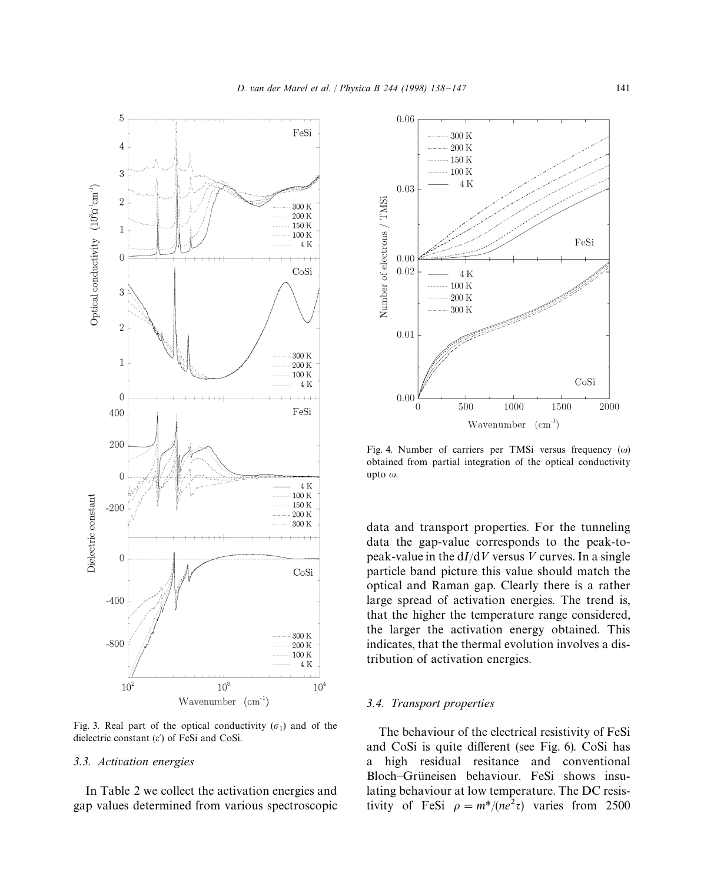FeSi

Optical conductivity $(10^3\Omega^{-1}\text{cm}^{-1})$

300 K
200 K
150 K
100 K
4 K

CoSi

300 K
200 K
100 K
4 K

FeSi

Dielectric constant

4 K
100 K
150 K
200 K
300 K

CoSi

300 K
200 K
100 K
4 K

Wavenumber $(\text{cm}^{-1})$

Fig. 3. Real part of the optical conductivity ($\sigma_1$) and of the dielectric constant ($\varepsilon'$) of FeSi and CoSi.

Number of electrons / TMSi

300 K
200 K
150 K
100 K
4 K

FeSi

4 K
100 K
200 K
300 K

CoSi

Wavenumber $(\text{cm}^{-1})$

Fig. 4. Number of carriers per TMSi versus frequency ($\omega$) obtained from partial integration of the optical conductivity upto $\omega$.

### 3.3. Activation energies

In Table 2 we collect the activation energies and gap values determined from various spectroscopic data and transport properties. For the tunneling data the gap-value corresponds to the peak-to-peak-value in the $dI/dV$ versus $V$ curves. In a single particle band picture this value should match the optical and Raman gap. Clearly there is a rather large spread of activation energies. The trend is, that the higher the temperature range considered, the larger the activation energy obtained. This indicates, that the thermal evolution involves a distribution of activation energies.

### 3.4. Transport properties

The behaviour of the electrical resistivity of FeSi and CoSi is quite different (see Fig. 6). CoSi has a high residual resitance and conventional Bloch–Grüneisen behaviour. FeSi shows insulating behaviour at low temperature. The DC resistivity of FeSi $\rho = m^*/(ne^2\tau)$ varies from 2500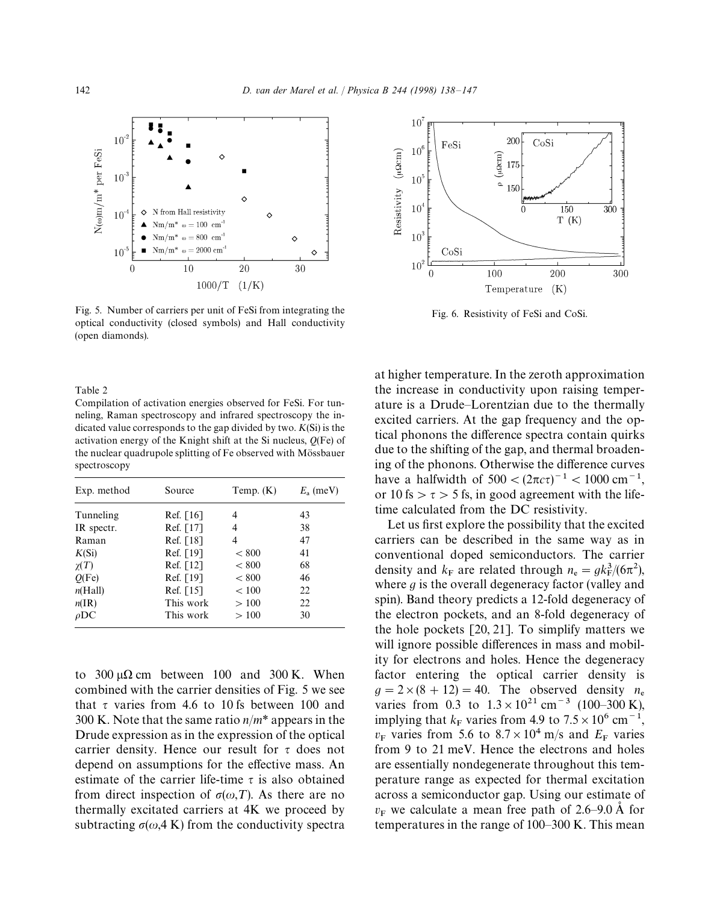$10^{-2}$

$10^{-3}$

$10^{-4}$

$10^{-5}$

N(ω)m/m* per FeSi

0 10 20 30

1000/T (1/K)

◇ N from Hall resistivity

▲ Nm/m* ω = 100 cm$^{-1}$

● Nm/m* ω = 800 cm$^{-1}$

■ Nm/m* ω = 2000 cm$^{-1}$

Fig. 5. Number of carriers per unit of FeSi from integrating the optical conductivity (closed symbols) and Hall conductivity (open diamonds).

$10^{7}$

$10^{6}$

$10^{5}$

$10^{4}$

$10^{3}$

$10^{2}$

Resistivity (μΩcm)

FeSi

CoSi

0 100 200 300

Temperature (K)

200

175

150

ρ (μΩcm)

CoSi

0 150 300

T (K)

Fig. 6. Resistivity of FeSi and CoSi.

Table 2
Compilation of activation energies observed for FeSi. For tunneling, Raman spectroscopy and infrared spectroscopy the indicated value corresponds to the gap divided by two. $K$(Si) is the activation energy of the Knight shift at the Si nucleus, $Q$(Fe) of the nuclear quadrupole splitting of Fe observed with Mössbauer spectroscopy

| Exp. method | Source | Temp. (K) | $E_a$ (meV) |
|---|---|---|---|
| Tunneling | Ref. [16] | 4 | 43 |
| IR spectr. | Ref. [17] | 4 | 38 |
| Raman | Ref. [18] | 4 | 47 |
| $K$(Si) | Ref. [19] | < 800 | 41 |
| $\chi(T)$ | Ref. [12] | < 800 | 68 |
| $Q$(Fe) | Ref. [19] | < 800 | 46 |
| $n$(Hall) | Ref. [15] | < 100 | 22 |
| $n$(IR) | This work | > 100 | 22 |
| $\rho$DC | This work | > 100 | 30 |

to 300 μΩ cm between 100 and 300 K. When combined with the carrier densities of Fig. 5 we see that $\tau$ varies from 4.6 to 10 fs between 100 and 300 K. Note that the same ratio $n/m^*$ appears in the Drude expression as in the expression of the optical carrier density. Hence our result for $\tau$ does not depend on assumptions for the effective mass. An estimate of the carrier life-time $\tau$ is also obtained from direct inspection of $\sigma(\omega,T)$. As there are no thermally excitated carriers at 4K we proceed by subtracting $\sigma(\omega,4\text{ K})$ from the conductivity spectra at higher temperature. In the zeroth approximation the increase in conductivity upon raising temperature is a Drude–Lorentzian due to the thermally excited carriers. At the gap frequency and the optical phonons the difference spectra contain quirks due to the shifting of the gap, and thermal broadening of the phonons. Otherwise the difference curves have a halfwidth of $500 < (2\pi c\tau)^{-1} < 1000\text{ cm}^{-1}$, or $10\text{ fs} > \tau > 5\text{ fs}$, in good agreement with the lifetime calculated from the DC resistivity.

Let us first explore the possibility that the excited carriers can be described in the same way as in conventional doped semiconductors. The carrier density and $k_F$ are related through $n_e = gk_F^3/(6\pi^2)$, where $g$ is the overall degeneracy factor (valley and spin). Band theory predicts a 12-fold degeneracy of the electron pockets, and an 8-fold degeneracy of the hole pockets [20, 21]. To simplify matters we will ignore possible differences in mass and mobility for electrons and holes. Hence the degeneracy factor entering the optical carrier density is $g = 2\times(8+12) = 40$. The observed density $n_e$ varies from 0.3 to $1.3\times10^{21}\text{ cm}^{-3}$ (100–300 K), implying that $k_F$ varies from 4.9 to $7.5\times10^{6}\text{ cm}^{-1}$, $v_F$ varies from 5.6 to $8.7\times10^{4}$ m/s and $E_F$ varies from 9 to 21 meV. Hence the electrons and holes are essentially nondegenerate throughout this temperature range as expected for thermal excitation across a semiconductor gap. Using our estimate of $v_F$ we calculate a mean free path of 2.6–9.0 Å for temperatures in the range of 100–300 K. This mean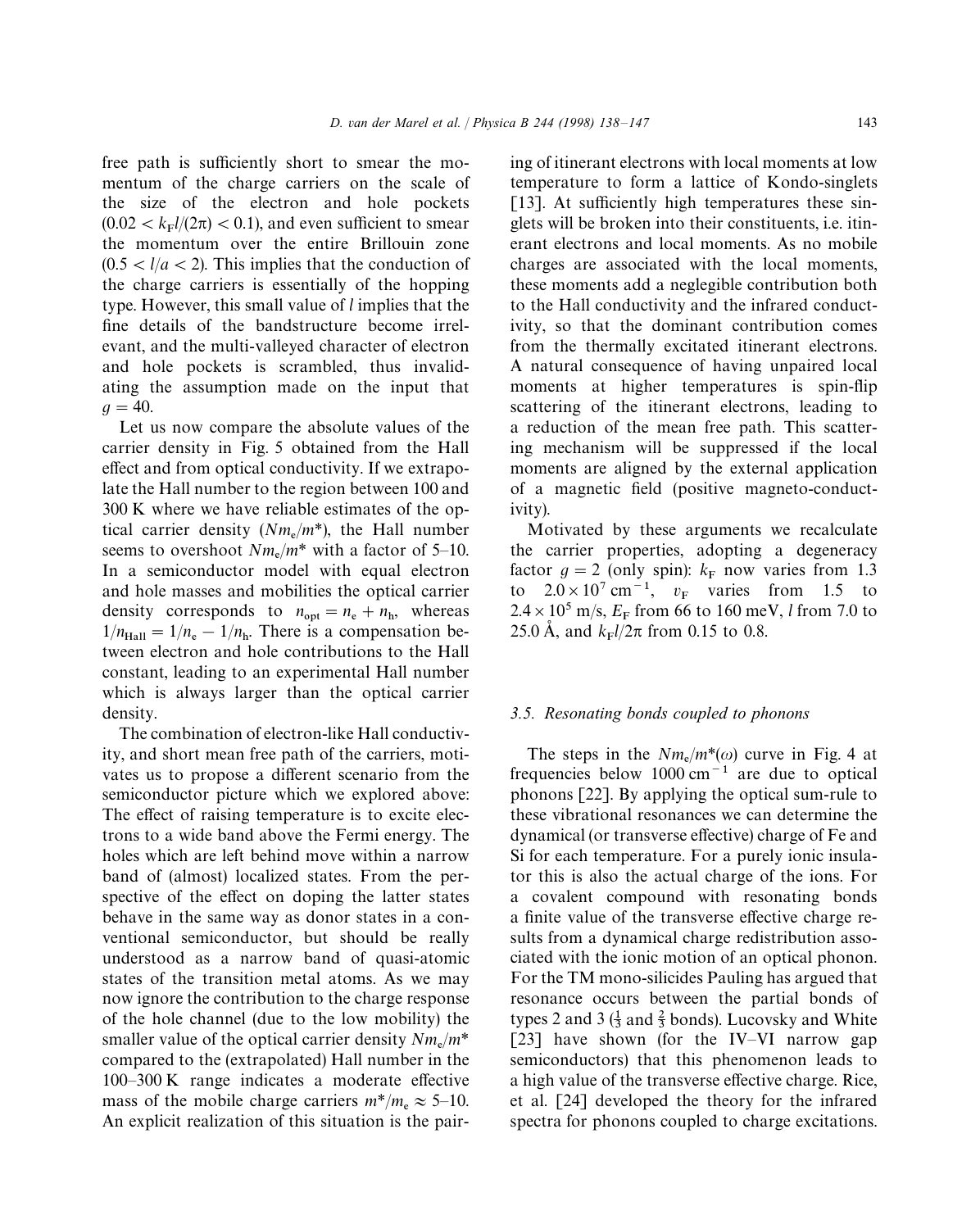free path is sufficiently short to smear the momentum of the charge carriers on the scale of the size of the electron and hole pockets ($0.02 < k_F l/(2\pi) < 0.1$), and even sufficient to smear the momentum over the entire Brillouin zone ($0.5 < l/a < 2$). This implies that the conduction of the charge carriers is essentially of the hopping type. However, this small value of $l$ implies that the fine details of the bandstructure become irrelevant, and the multi-valleyed character of electron and hole pockets is scrambled, thus invalidating the assumption made on the input that $g = 40$.

Let us now compare the absolute values of the carrier density in Fig. 5 obtained from the Hall effect and from optical conductivity. If we extrapolate the Hall number to the region between 100 and 300 K where we have reliable estimates of the optical carrier density ($Nm_e/m^*$), the Hall number seems to overshoot $Nm_e/m^*$ with a factor of 5–10. In a semiconductor model with equal electron and hole masses and mobilities the optical carrier density corresponds to $n_{opt} = n_e + n_h$, whereas $1/n_{Hall} = 1/n_e - 1/n_h$. There is a compensation between electron and hole contributions to the Hall constant, leading to an experimental Hall number which is always larger than the optical carrier density.

The combination of electron-like Hall conductivity, and short mean free path of the carriers, motivates us to propose a different scenario from the semiconductor picture which we explored above: The effect of raising temperature is to excite electrons to a wide band above the Fermi energy. The holes which are left behind move within a narrow band of (almost) localized states. From the perspective of the effect on doping the latter states behave in the same way as donor states in a conventional semiconductor, but should be really understood as a narrow band of quasi-atomic states of the transition metal atoms. As we may now ignore the contribution to the charge response of the hole channel (due to the low mobility) the smaller value of the optical carrier density $Nm_e/m^*$ compared to the (extrapolated) Hall number in the 100–300 K range indicates a moderate effective mass of the mobile charge carriers $m^*/m_e \approx 5$–10. An explicit realization of this situation is the pairing of itinerant electrons with local moments at low temperature to form a lattice of Kondo-singlets [13]. At sufficiently high temperatures these singlets will be broken into their constituents, i.e. itinerant electrons and local moments. As no mobile charges are associated with the local moments, these moments add a neglegible contribution both to the Hall conductivity and the infrared conductivity, so that the dominant contribution comes from the thermally excitated itinerant electrons. A natural consequence of having unpaired local moments at higher temperatures is spin-flip scattering of the itinerant electrons, leading to a reduction of the mean free path. This scattering mechanism will be suppressed if the local moments are aligned by the external application of a magnetic field (positive magneto-conductivity).

Motivated by these arguments we recalculate the carrier properties, adopting a degeneracy factor $g = 2$ (only spin): $k_F$ now varies from 1.3 to $2.0 \times 10^7\ \mathrm{cm}^{-1}$, $v_F$ varies from 1.5 to $2.4 \times 10^5$ m/s, $E_F$ from 66 to 160 meV, $l$ from 7.0 to 25.0 Å, and $k_F l/2\pi$ from 0.15 to 0.8.

### 3.5. Resonating bonds coupled to phonons

The steps in the $Nm_e/m^*(\omega)$ curve in Fig. 4 at frequencies below $1000\ \mathrm{cm}^{-1}$ are due to optical phonons [22]. By applying the optical sum-rule to these vibrational resonances we can determine the dynamical (or transverse effective) charge of Fe and Si for each temperature. For a purely ionic insulator this is also the actual charge of the ions. For a covalent compound with resonating bonds a finite value of the transverse effective charge results from a dynamical charge redistribution associated with the ionic motion of an optical phonon. For the TM mono-silicides Pauling has argued that resonance occurs between the partial bonds of types 2 and 3 ($\frac{1}{3}$ and $\frac{2}{3}$ bonds). Lucovsky and White [23] have shown (for the IV–VI narrow gap semiconductors) that this phenomenon leads to a high value of the transverse effective charge. Rice, et al. [24] developed the theory for the infrared spectra for phonons coupled to charge excitations.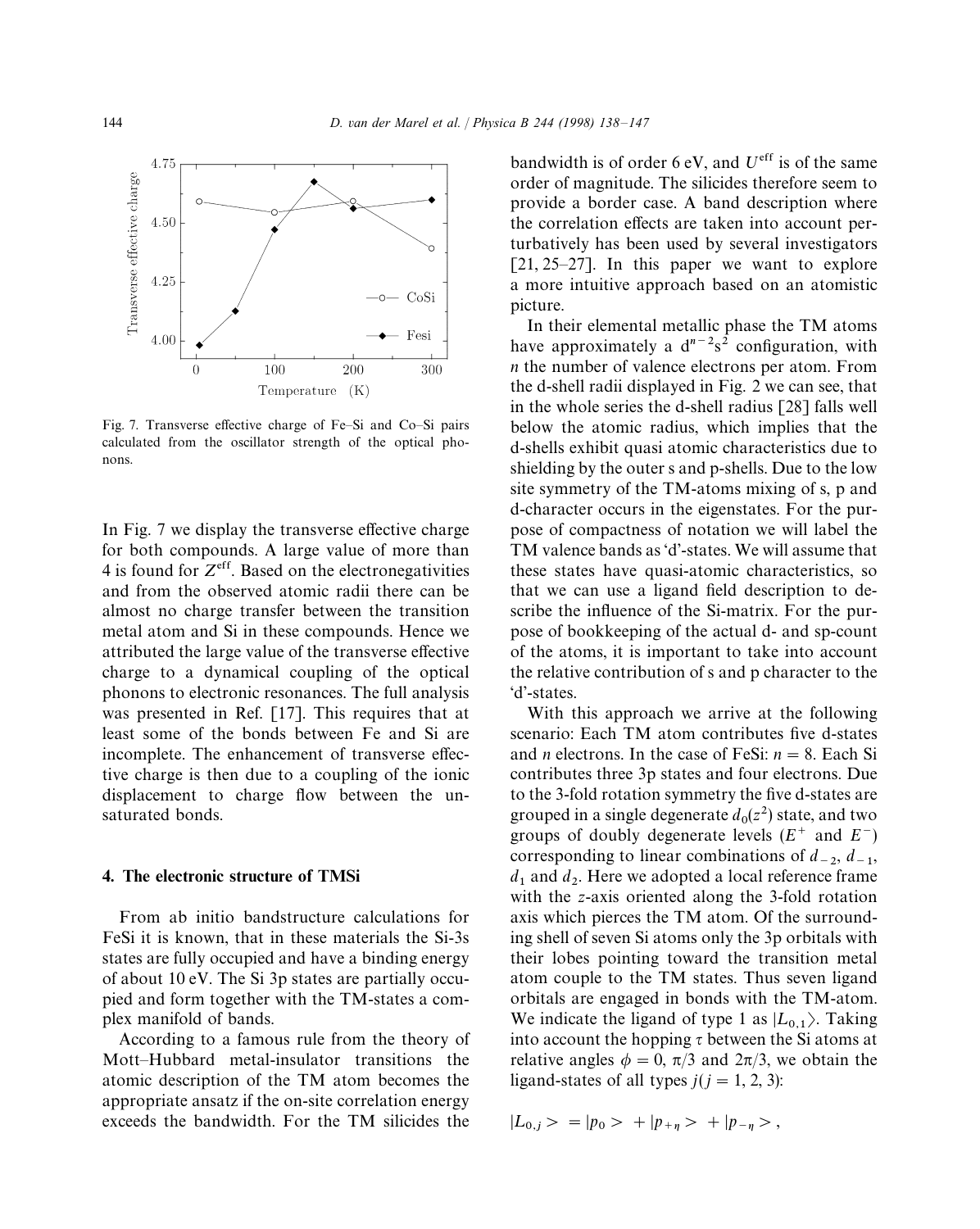Transverse effective charge

4.75

4.50

4.25

4.00

0 100 200 300

Temperature (K)

CoSi

Fesi

Fig. 7. Transverse effective charge of Fe–Si and Co–Si pairs calculated from the oscillator strength of the optical phonons.

In Fig. 7 we display the transverse effective charge for both compounds. A large value of more than 4 is found for $Z^{\mathrm{eff}}$. Based on the electronegativities and from the observed atomic radii there can be almost no charge transfer between the transition metal atom and Si in these compounds. Hence we attributed the large value of the transverse effective charge to a dynamical coupling of the optical phonons to electronic resonances. The full analysis was presented in Ref. [17]. This requires that at least some of the bonds between Fe and Si are incomplete. The enhancement of transverse effective charge is then due to a coupling of the ionic displacement to charge flow between the unsaturated bonds.

## 4. The electronic structure of TMSi

From ab initio bandstructure calculations for FeSi it is known, that in these materials the Si-3s states are fully occupied and have a binding energy of about 10 eV. The Si 3p states are partially occupied and form together with the TM-states a complex manifold of bands.

According to a famous rule from the theory of Mott–Hubbard metal-insulator transitions the atomic description of the TM atom becomes the appropriate ansatz if the on-site correlation energy exceeds the bandwidth. For the TM silicides the bandwidth is of order 6 eV, and $U^{\mathrm{eff}}$ is of the same order of magnitude. The silicides therefore seem to provide a border case. A band description where the correlation effects are taken into account perturbatively has been used by several investigators [21, 25–27]. In this paper we want to explore a more intuitive approach based on an atomistic picture.

In their elemental metallic phase the TM atoms have approximately a $d^{n-2}s^2$ configuration, with $n$ the number of valence electrons per atom. From the d-shell radii displayed in Fig. 2 we can see, that in the whole series the d-shell radius [28] falls well below the atomic radius, which implies that the d-shells exhibit quasi atomic characteristics due to shielding by the outer s and p-shells. Due to the low site symmetry of the TM-atoms mixing of s, p and d-character occurs in the eigenstates. For the purpose of compactness of notation we will label the TM valence bands as 'd'-states. We will assume that these states have quasi-atomic characteristics, so that we can use a ligand field description to describe the influence of the Si-matrix. For the purpose of bookkeeping of the actual d- and sp-count of the atoms, it is important to take into account the relative contribution of s and p character to the 'd'-states.

With this approach we arrive at the following scenario: Each TM atom contributes five d-states and $n$ electrons. In the case of FeSi: $n = 8$. Each Si contributes three 3p states and four electrons. Due to the 3-fold rotation symmetry the five d-states are grouped in a single degenerate $d_0(z^2)$ state, and two groups of doubly degenerate levels ($E^+$ and $E^-$) corresponding to linear combinations of $d_{-2}$, $d_{-1}$, $d_1$ and $d_2$. Here we adopted a local reference frame with the $z$-axis oriented along the 3-fold rotation axis which pierces the TM atom. Of the surrounding shell of seven Si atoms only the 3p orbitals with their lobes pointing toward the transition metal atom couple to the TM states. Thus seven ligand orbitals are engaged in bonds with the TM-atom. We indicate the ligand of type 1 as $|L_{0,1}\rangle$. Taking into account the hopping $\tau$ between the Si atoms at relative angles $\phi = 0$, $\pi/3$ and $2\pi/3$, we obtain the ligand-states of all types $j$ ($j = 1, 2, 3$):

$$|L_{0,j}> = |p_0> + |p_{+\eta}> + |p_{-\eta}>,$$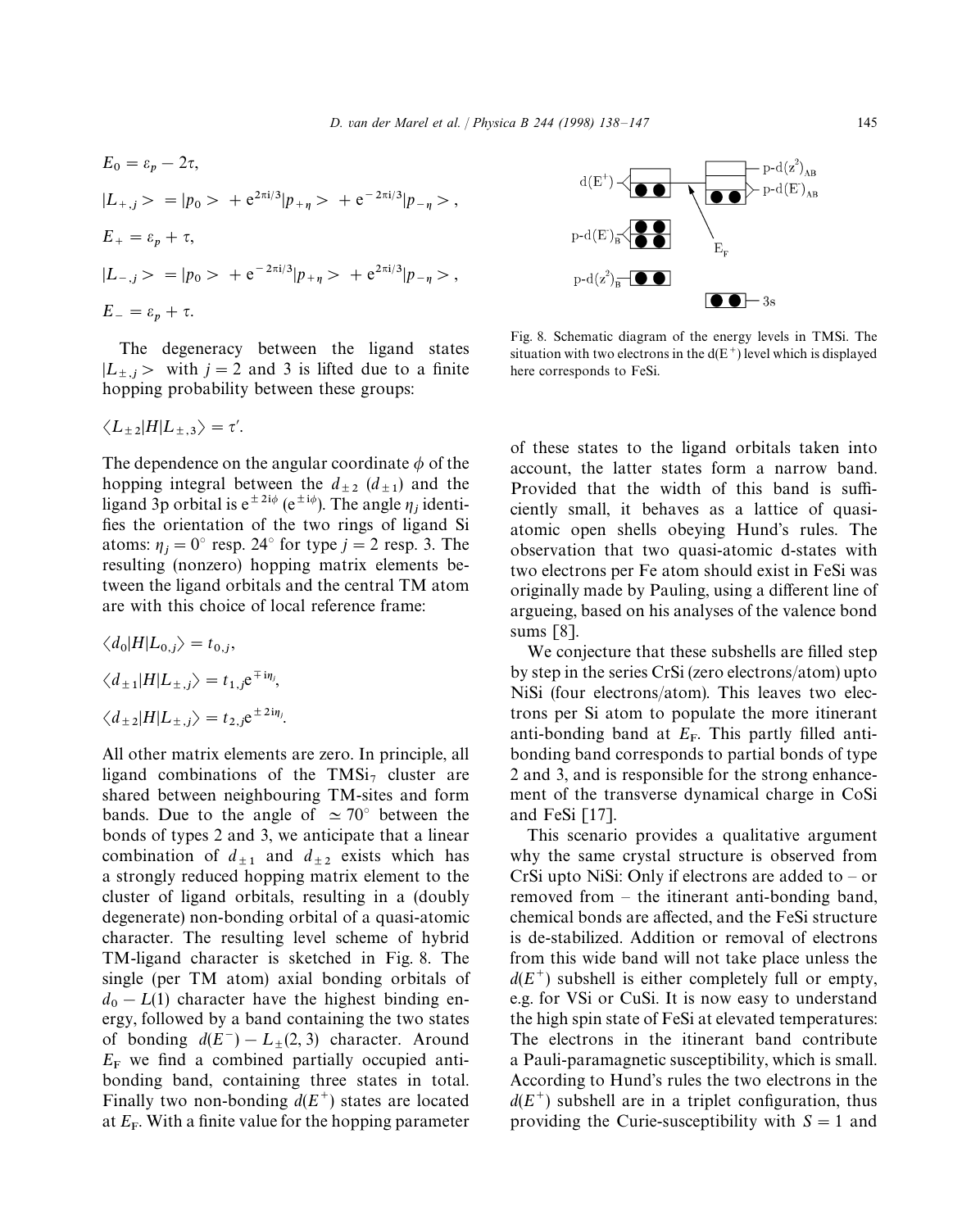$$E_0 = \varepsilon_p - 2\tau,$$

$$|L_{+,j}> \; = |p_0> \; + \mathrm{e}^{2\pi i/3}|p_{+\eta}> \; + \mathrm{e}^{-2\pi i/3}|p_{-\eta}>,$$

$$E_+ = \varepsilon_p + \tau,$$

$$|L_{-,j}> \; = |p_0> \; + \mathrm{e}^{-2\pi i/3}|p_{+\eta}> \; + \mathrm{e}^{2\pi i/3}|p_{-\eta}>,$$

$$E_- = \varepsilon_p + \tau.$$

The degeneracy between the ligand states $|L_{\pm,j}>$ with $j = 2$ and 3 is lifted due to a finite hopping probability between these groups:

$$\langle L_{\pm 2}|H|L_{\pm,3}\rangle = \tau'.$$

The dependence on the angular coordinate $\phi$ of the hopping integral between the $d_{\pm 2}$ ($d_{\pm 1}$) and the ligand 3p orbital is $\mathrm{e}^{\pm 2i\phi}$ ($\mathrm{e}^{\pm i\phi}$). The angle $\eta_j$ identifies the orientation of the two rings of ligand Si atoms: $\eta_j = 0°$ resp. $24°$ for type $j = 2$ resp. 3. The resulting (nonzero) hopping matrix elements between the ligand orbitals and the central TM atom are with this choice of local reference frame:

$$\langle d_0|H|L_{0,j}\rangle = t_{0,j},$$

$$\langle d_{\pm 1}|H|L_{\pm,j}\rangle = t_{1,j}\mathrm{e}^{\mp i\eta_j},$$

$$\langle d_{\pm 2}|H|L_{\pm,j}\rangle = t_{2,j}\mathrm{e}^{\pm 2i\eta_j}.$$

All other matrix elements are zero. In principle, all ligand combinations of the $TMSi_7$ cluster are shared between neighbouring TM-sites and form bands. Due to the angle of $\simeq 70°$ between the bonds of types 2 and 3, we anticipate that a linear combination of $d_{\pm 1}$ and $d_{\pm 2}$ exists which has a strongly reduced hopping matrix element to the cluster of ligand orbitals, resulting in a (doubly degenerate) non-bonding orbital of a quasi-atomic character. The resulting level scheme of hybrid TM-ligand character is sketched in Fig. 8. The single (per TM atom) axial bonding orbitals of $d_0 - L(1)$ character have the highest binding energy, followed by a band containing the two states of bonding $d(E^-) - L_{\pm}(2,3)$ character. Around $E_F$ we find a combined partially occupied anti-bonding band, containing three states in total. Finally two non-bonding $d(E^+)$ states are located at $E_F$. With a finite value for the hopping parameter of these states to the ligand orbitals taken into account, the latter states form a narrow band. Provided that the width of this band is sufficiently small, it behaves as a lattice of quasi-atomic open shells obeying Hund's rules. The observation that two quasi-atomic d-states with two electrons per Fe atom should exist in FeSi was originally made by Pauling, using a different line of argueing, based on his analyses of the valence bond sums [8].

d(E⁺)

p-d(z²)AB

p-d(E⁻)AB

p-d(E⁻)B

EF

p-d(z²)B

3s

Fig. 8. Schematic diagram of the energy levels in TMSi. The situation with two electrons in the $d(E^+)$ level which is displayed here corresponds to FeSi.

We conjecture that these subshells are filled step by step in the series CrSi (zero electrons/atom) upto NiSi (four electrons/atom). This leaves two electrons per Si atom to populate the more itinerant anti-bonding band at $E_F$. This partly filled anti-bonding band corresponds to partial bonds of type 2 and 3, and is responsible for the strong enhancement of the transverse dynamical charge in CoSi and FeSi [17].

This scenario provides a qualitative argument why the same crystal structure is observed from CrSi upto NiSi: Only if electrons are added to – or removed from – the itinerant anti-bonding band, chemical bonds are affected, and the FeSi structure is de-stabilized. Addition or removal of electrons from this wide band will not take place unless the $d(E^+)$ subshell is either completely full or empty, e.g. for VSi or CuSi. It is now easy to understand the high spin state of FeSi at elevated temperatures: The electrons in the itinerant band contribute a Pauli-paramagnetic susceptibility, which is small. According to Hund's rules the two electrons in the $d(E^+)$ subshell are in a triplet configuration, thus providing the Curie-susceptibility with $S = 1$ and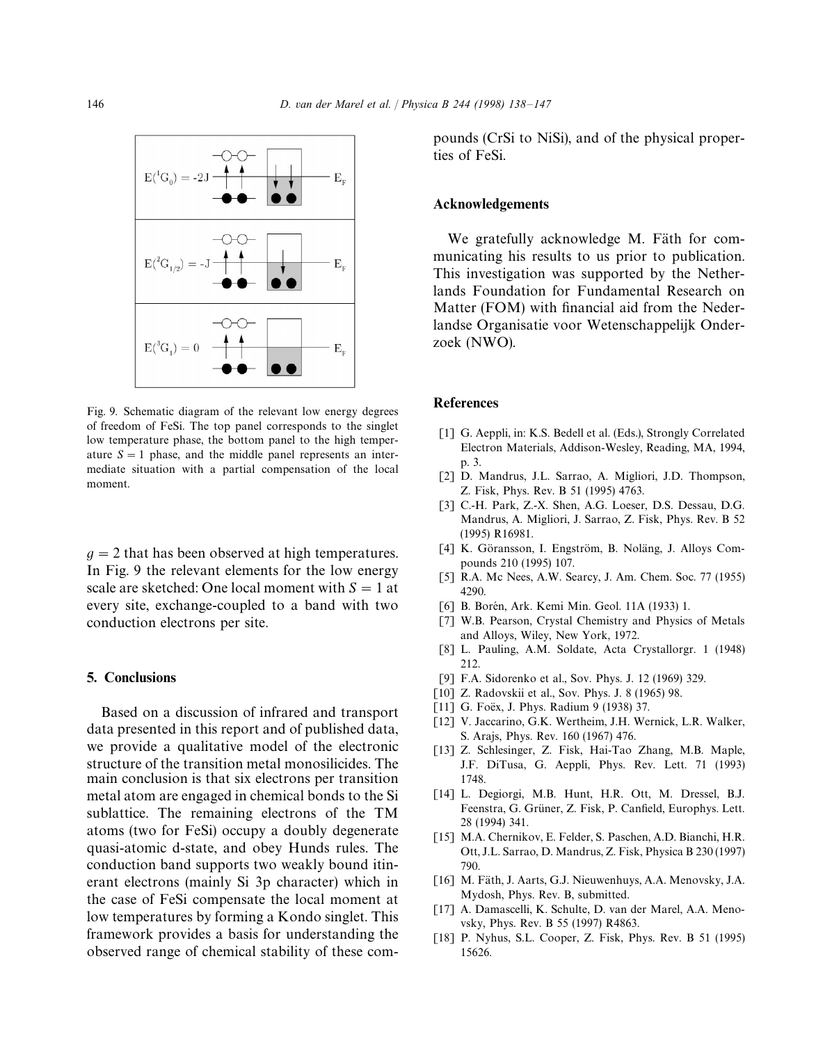$E(^1G_0) = -2J$

$E_F$

$E(^2G_{1/2}) = -J$

$E_F$

$E(^3G_1) = 0$

$E_F$

Fig. 9. Schematic diagram of the relevant low energy degrees of freedom of FeSi. The top panel corresponds to the singlet low temperature phase, the bottom panel to the high temperature $S = 1$ phase, and the middle panel represents an intermediate situation with a partial compensation of the local moment.

$g = 2$ that has been observed at high temperatures. In Fig. 9 the relevant elements for the low energy scale are sketched: One local moment with $S = 1$ at every site, exchange-coupled to a band with two conduction electrons per site.

## 5. Conclusions

Based on a discussion of infrared and transport data presented in this report and of published data, we provide a qualitative model of the electronic structure of the transition metal monosilicides. The main conclusion is that six electrons per transition metal atom are engaged in chemical bonds to the Si sublattice. The remaining electrons of the TM atoms (two for FeSi) occupy a doubly degenerate quasi-atomic d-state, and obey Hunds rules. The conduction band supports two weakly bound itinerant electrons (mainly Si 3p character) which in the case of FeSi compensate the local moment at low temperatures by forming a Kondo singlet. This framework provides a basis for understanding the observed range of chemical stability of these compounds (CrSi to NiSi), and of the physical properties of FeSi.

## Acknowledgements

We gratefully acknowledge M. Fäth for communicating his results to us prior to publication. This investigation was supported by the Netherlands Foundation for Fundamental Research on Matter (FOM) with financial aid from the Nederlandse Organisatie voor Wetenschappelijk Onderzoek (NWO).

## References

[1] G. Aeppli, in: K.S. Bedell et al. (Eds.), Strongly Correlated Electron Materials, Addison-Wesley, Reading, MA, 1994, p. 3.

[2] D. Mandrus, J.L. Sarrao, A. Migliori, J.D. Thompson, Z. Fisk, Phys. Rev. B 51 (1995) 4763.

[3] C.-H. Park, Z.-X. Shen, A.G. Loeser, D.S. Dessau, D.G. Mandrus, A. Migliori, J. Sarrao, Z. Fisk, Phys. Rev. B 52 (1995) R16981.

[4] K. Göransson, I. Engström, B. Noläng, J. Alloys Compounds 210 (1995) 107.

[5] R.A. Mc Nees, A.W. Searcy, J. Am. Chem. Soc. 77 (1955) 4290.

[6] B. Borén, Ark. Kemi Min. Geol. 11A (1933) 1.

[7] W.B. Pearson, Crystal Chemistry and Physics of Metals and Alloys, Wiley, New York, 1972.

[8] L. Pauling, A.M. Soldate, Acta Crystallorgr. 1 (1948) 212.

[9] F.A. Sidorenko et al., Sov. Phys. J. 12 (1969) 329.

[10] Z. Radovskii et al., Sov. Phys. J. 8 (1965) 98.

[11] G. Foëx, J. Phys. Radium 9 (1938) 37.

[12] V. Jaccarino, G.K. Wertheim, J.H. Wernick, L.R. Walker, S. Arajs, Phys. Rev. 160 (1967) 476.

[13] Z. Schlesinger, Z. Fisk, Hai-Tao Zhang, M.B. Maple, J.F. DiTusa, G. Aeppli, Phys. Rev. Lett. 71 (1993) 1748.

[14] L. Degiorgi, M.B. Hunt, H.R. Ott, M. Dressel, B.J. Feenstra, G. Grüner, Z. Fisk, P. Canfield, Europhys. Lett. 28 (1994) 341.

[15] M.A. Chernikov, E. Felder, S. Paschen, A.D. Bianchi, H.R. Ott, J.L. Sarrao, D. Mandrus, Z. Fisk, Physica B 230 (1997) 790.

[16] M. Fäth, J. Aarts, G.J. Nieuwenhuys, A.A. Menovsky, J.A. Mydosh, Phys. Rev. B, submitted.

[17] A. Damascelli, K. Schulte, D. van der Marel, A.A. Menovsky, Phys. Rev. B 55 (1997) R4863.

[18] P. Nyhus, S.L. Cooper, Z. Fisk, Phys. Rev. B 51 (1995) 15626.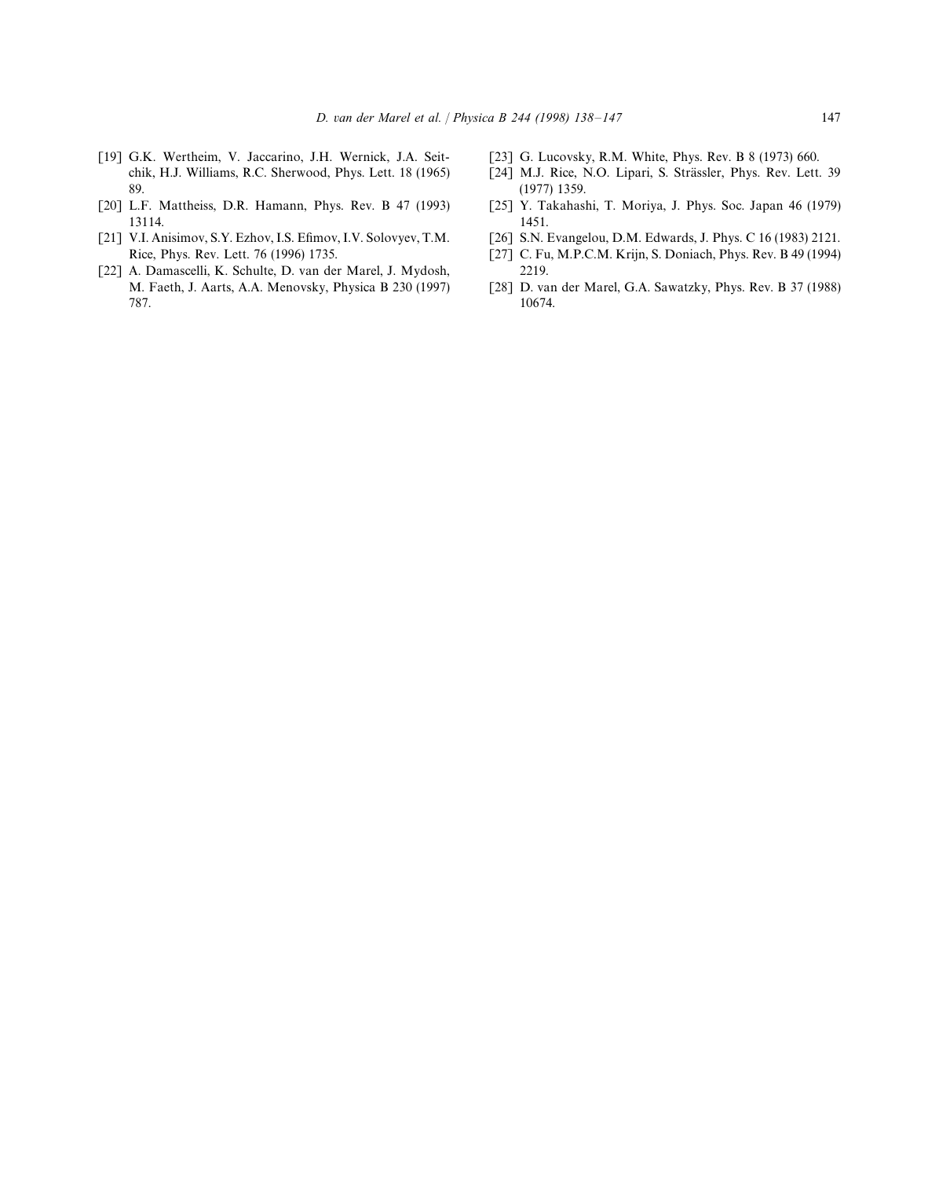[19] G.K. Wertheim, V. Jaccarino, J.H. Wernick, J.A. Seitchik, H.J. Williams, R.C. Sherwood, Phys. Lett. 18 (1965) 89.

[20] L.F. Mattheiss, D.R. Hamann, Phys. Rev. B 47 (1993) 13114.

[21] V.I. Anisimov, S.Y. Ezhov, I.S. Efimov, I.V. Solovyev, T.M. Rice, Phys. Rev. Lett. 76 (1996) 1735.

[22] A. Damascelli, K. Schulte, D. van der Marel, J. Mydosh, M. Faeth, J. Aarts, A.A. Menovsky, Physica B 230 (1997) 787.

[23] G. Lucovsky, R.M. White, Phys. Rev. B 8 (1973) 660.

[24] M.J. Rice, N.O. Lipari, S. Strässler, Phys. Rev. Lett. 39 (1977) 1359.

[25] Y. Takahashi, T. Moriya, J. Phys. Soc. Japan 46 (1979) 1451.

[26] S.N. Evangelou, D.M. Edwards, J. Phys. C 16 (1983) 2121.

[27] C. Fu, M.P.C.M. Krijn, S. Doniach, Phys. Rev. B 49 (1994) 2219.

[28] D. van der Marel, G.A. Sawatzky, Phys. Rev. B 37 (1988) 10674.